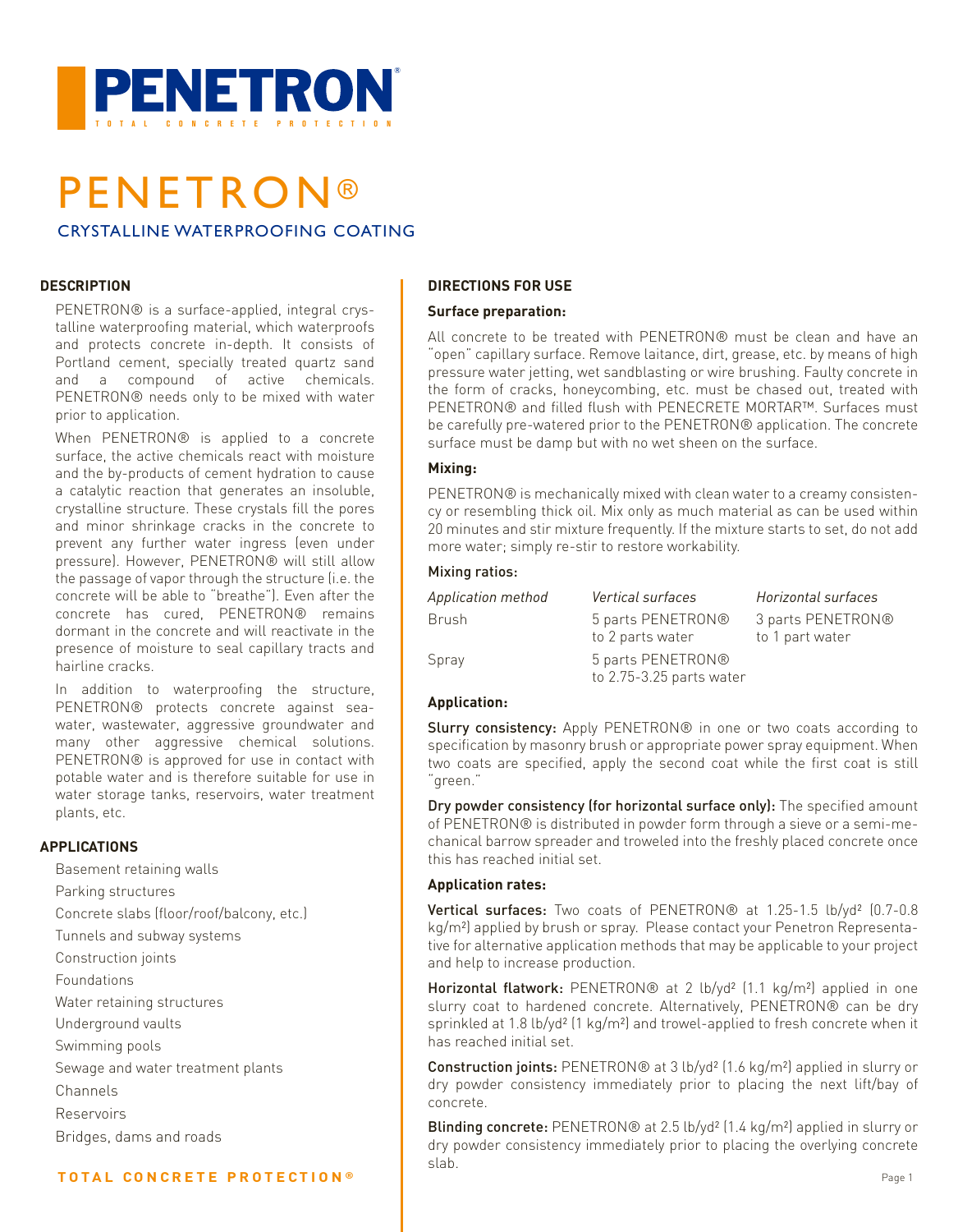# PENETRON®

## CRYSTALLINE WATERPROOFING COATING

### DESCRIPTION

PENETRON® is a surface-applied, integral crystalline waterproofing material, which waterproofs and protects concrete in-depth. It consists of Portland cement, specially treated quartz sand and a compound of active chemicals. PENETRON® needs only to be mixed with water prior to application.

When PENETRON® is applied to a concrete surface, the active chemicals react with moisture and the by-products of cement hydration to cause a catalytic reaction that generates an insoluble, crystalline structure. These crystals fill the pores and minor shrinkage cracks in the concrete to prevent any further water ingress (even under pressure). However, PENETRON® will still allow the passage of vapor through the structure (i.e. the concrete will be able to "breathe"). Even after the concrete has cured, PENETRON® remains dormant in the concrete and will reactivate in the presence of moisture to seal capillary tracts and hairline cracks.

In addition to waterproofing the structure, PENETRON® protects concrete against seawater, wastewater, aggressive groundwater and many other aggressive chemical solutions. PENETRON® is approved for use in contact with potable water and is therefore suitable for use in water storage tanks, reservoirs, water treatment plants, etc.

### APPLICATIONS

- Basement retaining walls
- Parking structures
- Concrete slabs (floor/roof/balcony, etc.)
- Tunnels and subway systems
- Construction joints
- Foundations
- Water retaining structures
- Underground vaults
- Swimming pools
- Sewage and water treatment plants
- Channels
- Reservoirs
- Bridges, dams and roads

**TOTAL CONCRETE PROTECTION®**

### DIRECTIONS FOR USE

**Surface preparation:**

All concrete to be treated with PENETRON® must be clean and have an "open" capillary surface. Remove laitance, dirt, grease, etc. by means of high pressure water jetting, wet sandblasting or wire brushing. Faulty concrete in the form of cracks, honeycombing, etc. must be chased out, treated with PENETRON® and filled flush with PENECRETE MORTAR™. Surfaces must be carefully pre-watered prior to the PENETRON® application. The concrete surface must be damp but with no wet sheen on the surface.

**Mixing:**

PENETRON® is mechanically mixed with clean water to a creamy consistency or resembling thick oil. Mix only as much material as can be used within 20 minutes and stir mixture frequently. If the mixture starts to set, do not add more water; simply re-stir to restore workability.

**Mixing ratios:**

| *Application method* | *Vertical surfaces* | *Horizontal surfaces* |
|---|---|---|
| Brush | 5 parts PENETRON® to 2 parts water | 3 parts PENETRON® to 1 part water |
| Spray | 5 parts PENETRON® to 2.75-3.25 parts water | |

**Application:**

**Slurry consistency:** Apply PENETRON® in one or two coats according to specification by masonry brush or appropriate power spray equipment. When two coats are specified, apply the second coat while the first coat is still "green."

**Dry powder consistency (for horizontal surface only):** The specified amount of PENETRON® is distributed in powder form through a sieve or a semi-mechanical barrow spreader and troweled into the freshly placed concrete once this has reached initial set.

**Application rates:**

**Vertical surfaces:** Two coats of PENETRON® at 1.25-1.5 lb/yd² (0.7-0.8 kg/m²) applied by brush or spray. Please contact your Penetron Representative for alternative application methods that may be applicable to your project and help to increase production.

**Horizontal flatwork:** PENETRON® at 2 lb/yd² (1.1 kg/m²) applied in one slurry coat to hardened concrete. Alternatively, PENETRON® can be dry sprinkled at 1.8 lb/yd² (1 kg/m²) and trowel-applied to fresh concrete when it has reached initial set.

**Construction joints:** PENETRON® at 3 lb/yd² (1.6 kg/m²) applied in slurry or dry powder consistency immediately prior to placing the next lift/bay of concrete.

**Blinding concrete:** PENETRON® at 2.5 lb/yd² (1.4 kg/m²) applied in slurry or dry powder consistency immediately prior to placing the overlying concrete slab.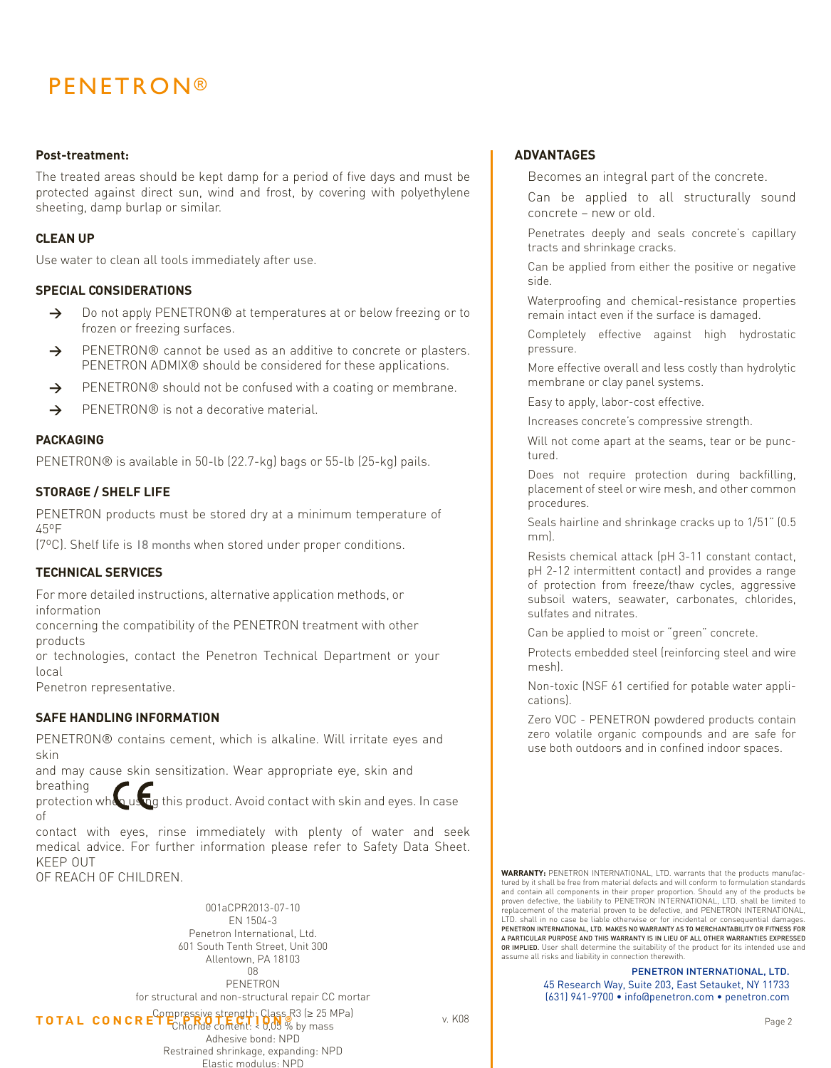PENETRON®

**Post-treatment:**

The treated areas should be kept damp for a period of five days and must be protected against direct sun, wind and frost, by covering with polyethylene sheeting, damp burlap or similar.

## CLEAN UP

Use water to clean all tools immediately after use.

## SPECIAL CONSIDERATIONS

- Do not apply PENETRON® at temperatures at or below freezing or to frozen or freezing surfaces.
- PENETRON® cannot be used as an additive to concrete or plasters. PENETRON ADMIX® should be considered for these applications.
- PENETRON® should not be confused with a coating or membrane.
- PENETRON® is not a decorative material.

## PACKAGING

PENETRON® is available in 50-lb (22.7-kg) bags or 55-lb (25-kg) pails.

## STORAGE / SHELF LIFE

PENETRON products must be stored dry at a minimum temperature of 45ºF (7ºC). Shelf life is 18 months when stored under proper conditions.

## TECHNICAL SERVICES

For more detailed instructions, alternative application methods, or information concerning the compatibility of the PENETRON treatment with other products or technologies, contact the Penetron Technical Department or your local Penetron representative.

## SAFE HANDLING INFORMATION

PENETRON® contains cement, which is alkaline. Will irritate eyes and skin and may cause skin sensitization. Wear appropriate eye, skin and breathing protection when using this product. Avoid contact with skin and eyes. In case of contact with eyes, rinse immediately with plenty of water and seek medical advice. For further information please refer to Safety Data Sheet. KEEP OUT OF REACH OF CHILDREN.

CE

001aCPR2013-07-10
EN 1504-3
Penetron International, Ltd.
601 South Tenth Street, Unit 300
Allentown, PA 18103
08
PENETRON
for structural and non-structural repair CC mortar
Compressive strength: Class R3 (≥ 25 MPa)
Chloride content: < 0,05 % by mass
Adhesive bond: NPD
Restrained shrinkage, expanding: NPD
Elastic modulus: NPD

## ADVANTAGES

- Becomes an integral part of the concrete.
- Can be applied to all structurally sound concrete – new or old.
- Penetrates deeply and seals concrete's capillary tracts and shrinkage cracks.
- Can be applied from either the positive or negative side.
- Waterproofing and chemical-resistance properties remain intact even if the surface is damaged.
- Completely effective against high hydrostatic pressure.
- More effective overall and less costly than hydrolytic membrane or clay panel systems.
- Easy to apply, labor-cost effective.
- Increases concrete's compressive strength.
- Will not come apart at the seams, tear or be punctured.
- Does not require protection during backfilling, placement of steel or wire mesh, and other common procedures.
- Seals hairline and shrinkage cracks up to 1/51" (0.5 mm).
- Resists chemical attack (pH 3-11 constant contact, pH 2-12 intermittent contact) and provides a range of protection from freeze/thaw cycles, aggressive subsoil waters, seawater, carbonates, chlorides, sulfates and nitrates.
- Can be applied to moist or "green" concrete.
- Protects embedded steel (reinforcing steel and wire mesh).
- Non-toxic (NSF 61 certified for potable water applications).
- Zero VOC - PENETRON powdered products contain zero volatile organic compounds and are safe for use both outdoors and in confined indoor spaces.

**WARRANTY:** PENETRON INTERNATIONAL, LTD. warrants that the products manufactured by it shall be free from material defects and will conform to formulation standards and contain all components in their proper proportion. Should any of the products be proven defective, the liability to PENETRON INTERNATIONAL, LTD. shall be limited to replacement of the material proven to be defective, and PENETRON INTERNATIONAL, LTD. shall in no case be liable otherwise or for incidental or consequential damages. **PENETRON INTERNATIONAL, LTD. MAKES NO WARRANTY AS TO MERCHANTABILITY OR FITNESS FOR A PARTICULAR PURPOSE AND THIS WARRANTY IS IN LIEU OF ALL OTHER WARRANTIES EXPRESSED OR IMPLIED.** User shall determine the suitability of the product for its intended use and assume all risks and liability in connection therewith.

PENETRON INTERNATIONAL, LTD.
45 Research Way, Suite 203, East Setauket, NY 11733
(631) 941-9700 • info@penetron.com • penetron.com

TOTAL CONCRETE PROTECTION® v. K08